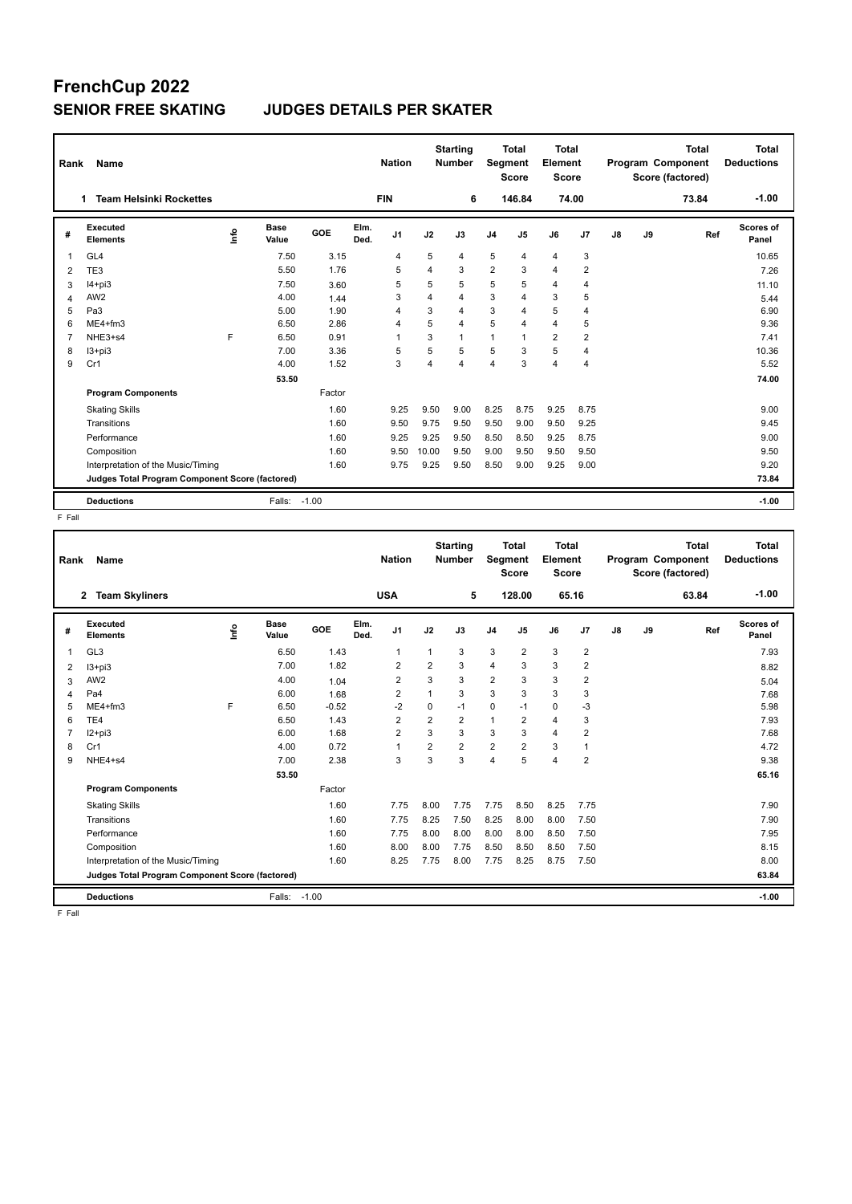# FrenchCup 2022

## SENIOR FREE SKATING JUDGES DETAILS PER SKATER

| Rank | Name | Nation | Starting Number | Total Segment Score | Total Element Score | Total Program Component Score (factored) | Total Deductions |
|---|---|---|---|---|---|---|---|
| 1 | Team Helsinki Rockettes | FIN | 6 | 146.84 | 74.00 | 73.84 | -1.00 |

| # | Executed Elements | Info | Base Value | GOE | Elm. Ded. | J1 | J2 | J3 | J4 | J5 | J6 | J7 | J8 | J9 | Ref | Scores of Panel |
|---|---|---|---|---|---|---|---|---|---|---|---|---|---|---|---|---|
| 1 | GL4 | | 7.50 | 3.15 | | 4 | 5 | 4 | 5 | 4 | 4 | 3 | | | | 10.65 |
| 2 | TE3 | | 5.50 | 1.76 | | 5 | 4 | 3 | 2 | 3 | 4 | 2 | | | | 7.26 |
| 3 | I4+pi3 | | 7.50 | 3.60 | | 5 | 5 | 5 | 5 | 5 | 4 | 4 | | | | 11.10 |
| 4 | AW2 | | 4.00 | 1.44 | | 3 | 4 | 4 | 3 | 4 | 3 | 5 | | | | 5.44 |
| 5 | Pa3 | | 5.00 | 1.90 | | 4 | 3 | 4 | 3 | 4 | 5 | 4 | | | | 6.90 |
| 6 | ME4+fm3 | | 6.50 | 2.86 | | 4 | 5 | 4 | 5 | 4 | 4 | 5 | | | | 9.36 |
| 7 | NHE3+s4 | F | 6.50 | 0.91 | | 1 | 3 | 1 | 1 | 1 | 2 | 2 | | | | 7.41 |
| 8 | I3+pi3 | | 7.00 | 3.36 | | 5 | 5 | 5 | 5 | 3 | 5 | 4 | | | | 10.36 |
| 9 | Cr1 | | 4.00 | 1.52 | | 3 | 4 | 4 | 4 | 3 | 4 | 4 | | | | 5.52 |
| | | | 53.50 | | | | | | | | | | | | | 74.00 |
| | **Program Components** | | | Factor | | | | | | | | | | | | |
| | Skating Skills | | | 1.60 | | 9.25 | 9.50 | 9.00 | 8.25 | 8.75 | 9.25 | 8.75 | | | | 9.00 |
| | Transitions | | | 1.60 | | 9.50 | 9.75 | 9.50 | 9.50 | 9.00 | 9.50 | 9.25 | | | | 9.45 |
| | Performance | | | 1.60 | | 9.25 | 9.25 | 9.50 | 8.50 | 8.50 | 9.25 | 8.75 | | | | 9.00 |
| | Composition | | | 1.60 | | 9.50 | 10.00 | 9.50 | 9.00 | 9.50 | 9.50 | 9.50 | | | | 9.50 |
| | Interpretation of the Music/Timing | | | 1.60 | | 9.75 | 9.25 | 9.50 | 8.50 | 9.00 | 9.25 | 9.00 | | | | 9.20 |
| | **Judges Total Program Component Score (factored)** | | | | | | | | | | | | | | | 73.84 |
| | **Deductions** | | Falls: | -1.00 | | | | | | | | | | | | -1.00 |

F Fall

| Rank | Name | Nation | Starting Number | Total Segment Score | Total Element Score | Total Program Component Score (factored) | Total Deductions |
|---|---|---|---|---|---|---|---|
| 2 | Team Skyliners | USA | 5 | 128.00 | 65.16 | 63.84 | -1.00 |

| # | Executed Elements | Info | Base Value | GOE | Elm. Ded. | J1 | J2 | J3 | J4 | J5 | J6 | J7 | J8 | J9 | Ref | Scores of Panel |
|---|---|---|---|---|---|---|---|---|---|---|---|---|---|---|---|---|
| 1 | GL3 | | 6.50 | 1.43 | | 1 | 1 | 3 | 3 | 2 | 3 | 2 | | | | 7.93 |
| 2 | I3+pi3 | | 7.00 | 1.82 | | 2 | 2 | 3 | 4 | 3 | 3 | 2 | | | | 8.82 |
| 3 | AW2 | | 4.00 | 1.04 | | 2 | 3 | 3 | 2 | 3 | 3 | 2 | | | | 5.04 |
| 4 | Pa4 | | 6.00 | 1.68 | | 2 | 1 | 3 | 3 | 3 | 3 | 3 | | | | 7.68 |
| 5 | ME4+fm3 | F | 6.50 | -0.52 | | -2 | 0 | -1 | 0 | -1 | 0 | -3 | | | | 5.98 |
| 6 | TE4 | | 6.50 | 1.43 | | 2 | 2 | 2 | 1 | 2 | 4 | 3 | | | | 7.93 |
| 7 | I2+pi3 | | 6.00 | 1.68 | | 2 | 3 | 3 | 3 | 3 | 4 | 2 | | | | 7.68 |
| 8 | Cr1 | | 4.00 | 0.72 | | 1 | 2 | 2 | 2 | 2 | 3 | 1 | | | | 4.72 |
| 9 | NHE4+s4 | | 7.00 | 2.38 | | 3 | 3 | 3 | 4 | 5 | 4 | 2 | | | | 9.38 |
| | | | 53.50 | | | | | | | | | | | | | 65.16 |
| | **Program Components** | | | Factor | | | | | | | | | | | | |
| | Skating Skills | | | 1.60 | | 7.75 | 8.00 | 7.75 | 7.75 | 8.50 | 8.25 | 7.75 | | | | 7.90 |
| | Transitions | | | 1.60 | | 7.75 | 8.25 | 7.50 | 8.25 | 8.00 | 8.00 | 7.50 | | | | 7.90 |
| | Performance | | | 1.60 | | 7.75 | 8.00 | 8.00 | 8.00 | 8.00 | 8.50 | 7.50 | | | | 7.95 |
| | Composition | | | 1.60 | | 8.00 | 8.00 | 7.75 | 8.50 | 8.50 | 8.50 | 7.50 | | | | 8.15 |
| | Interpretation of the Music/Timing | | | 1.60 | | 8.25 | 7.75 | 8.00 | 7.75 | 8.25 | 8.75 | 7.50 | | | | 8.00 |
| | **Judges Total Program Component Score (factored)** | | | | | | | | | | | | | | | 63.84 |
| | **Deductions** | | Falls: | -1.00 | | | | | | | | | | | | -1.00 |

F Fall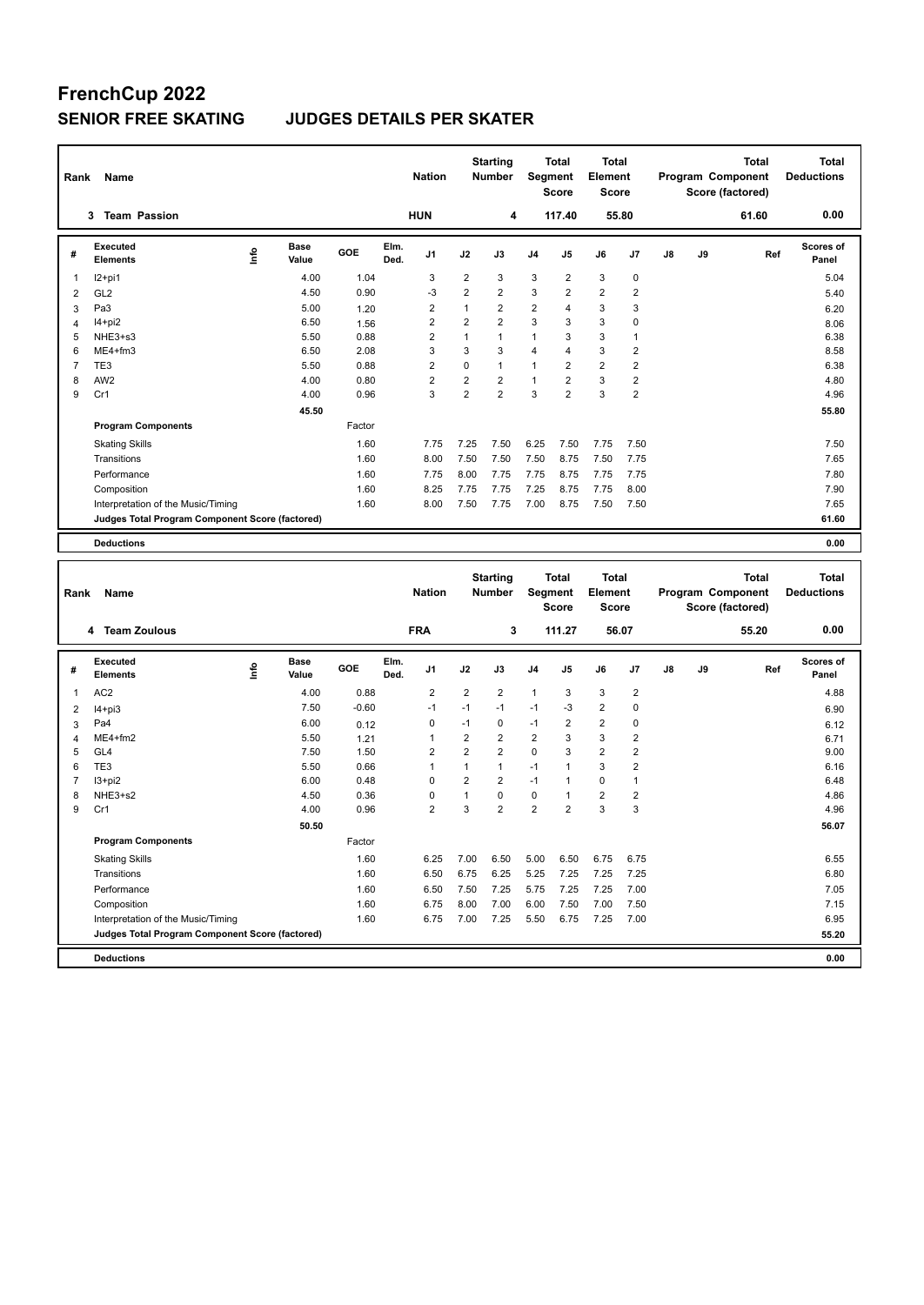# FrenchCup 2022

## SENIOR FREE SKATING JUDGES DETAILS PER SKATER

| Rank | Name | Nation | Starting Number | Total Segment Score | Total Element Score | Total Program Component Score (factored) | Total Deductions |
|---|---|---|---|---|---|---|---|
| 3 | Team Passion | HUN | 4 | 117.40 | 55.80 | 61.60 | 0.00 |

| # | Executed Elements | Info | Base Value | GOE | Elm. Ded. | J1 | J2 | J3 | J4 | J5 | J6 | J7 | J8 | J9 | Ref | Scores of Panel |
|---|---|---|---|---|---|---|---|---|---|---|---|---|---|---|---|---|
| 1 | I2+pi1 | | 4.00 | 1.04 | | 3 | 2 | 3 | 3 | 2 | 3 | 0 | | | | 5.04 |
| 2 | GL2 | | 4.50 | 0.90 | | -3 | 2 | 2 | 3 | 2 | 2 | 2 | | | | 5.40 |
| 3 | Pa3 | | 5.00 | 1.20 | | 2 | 1 | 2 | 2 | 4 | 3 | 3 | | | | 6.20 |
| 4 | I4+pi2 | | 6.50 | 1.56 | | 2 | 2 | 2 | 3 | 3 | 3 | 0 | | | | 8.06 |
| 5 | NHE3+s3 | | 5.50 | 0.88 | | 2 | 1 | 1 | 1 | 3 | 3 | 1 | | | | 6.38 |
| 6 | ME4+fm3 | | 6.50 | 2.08 | | 3 | 3 | 3 | 4 | 4 | 3 | 2 | | | | 8.58 |
| 7 | TE3 | | 5.50 | 0.88 | | 2 | 0 | 1 | 1 | 2 | 2 | 2 | | | | 6.38 |
| 8 | AW2 | | 4.00 | 0.80 | | 2 | 2 | 2 | 1 | 2 | 3 | 2 | | | | 4.80 |
| 9 | Cr1 | | 4.00 | 0.96 | | 3 | 2 | 2 | 3 | 2 | 3 | 2 | | | | 4.96 |
| | | | 45.50 | | | | | | | | | | | | | 55.80 |
| | **Program Components** | | | Factor | | | | | | | | | | | | |
| | Skating Skills | | | 1.60 | | 7.75 | 7.25 | 7.50 | 6.25 | 7.50 | 7.75 | 7.50 | | | | 7.50 |
| | Transitions | | | 1.60 | | 8.00 | 7.50 | 7.50 | 7.50 | 8.75 | 7.50 | 7.75 | | | | 7.65 |
| | Performance | | | 1.60 | | 7.75 | 8.00 | 7.75 | 7.75 | 8.75 | 7.75 | 7.75 | | | | 7.80 |
| | Composition | | | 1.60 | | 8.25 | 7.75 | 7.75 | 7.25 | 8.75 | 7.75 | 8.00 | | | | 7.90 |
| | Interpretation of the Music/Timing | | | 1.60 | | 8.00 | 7.50 | 7.75 | 7.00 | 8.75 | 7.50 | 7.50 | | | | 7.65 |
| | **Judges Total Program Component Score (factored)** | | | | | | | | | | | | | | | 61.60 |
| | **Deductions** | | | | | | | | | | | | | | | 0.00 |

| Rank | Name | Nation | Starting Number | Total Segment Score | Total Element Score | Total Program Component Score (factored) | Total Deductions |
|---|---|---|---|---|---|---|---|
| 4 | Team Zoulous | FRA | 3 | 111.27 | 56.07 | 55.20 | 0.00 |

| # | Executed Elements | Info | Base Value | GOE | Elm. Ded. | J1 | J2 | J3 | J4 | J5 | J6 | J7 | J8 | J9 | Ref | Scores of Panel |
|---|---|---|---|---|---|---|---|---|---|---|---|---|---|---|---|---|
| 1 | AC2 | | 4.00 | 0.88 | | 2 | 2 | 2 | 1 | 3 | 3 | 2 | | | | 4.88 |
| 2 | I4+pi3 | | 7.50 | -0.60 | | -1 | -1 | -1 | -1 | -3 | 2 | 0 | | | | 6.90 |
| 3 | Pa4 | | 6.00 | 0.12 | | 0 | -1 | 0 | -1 | 2 | 2 | 0 | | | | 6.12 |
| 4 | ME4+fm2 | | 5.50 | 1.21 | | 1 | 2 | 2 | 2 | 3 | 3 | 2 | | | | 6.71 |
| 5 | GL4 | | 7.50 | 1.50 | | 2 | 2 | 2 | 0 | 3 | 2 | 2 | | | | 9.00 |
| 6 | TE3 | | 5.50 | 0.66 | | 1 | 1 | 1 | -1 | 1 | 3 | 2 | | | | 6.16 |
| 7 | I3+pi2 | | 6.00 | 0.48 | | 0 | 2 | 2 | -1 | 1 | 0 | 1 | | | | 6.48 |
| 8 | NHE3+s2 | | 4.50 | 0.36 | | 0 | 1 | 0 | 0 | 1 | 2 | 2 | | | | 4.86 |
| 9 | Cr1 | | 4.00 | 0.96 | | 2 | 3 | 2 | 2 | 2 | 3 | 3 | | | | 4.96 |
| | | | 50.50 | | | | | | | | | | | | | 56.07 |
| | **Program Components** | | | Factor | | | | | | | | | | | | |
| | Skating Skills | | | 1.60 | | 6.25 | 7.00 | 6.50 | 5.00 | 6.50 | 6.75 | 6.75 | | | | 6.55 |
| | Transitions | | | 1.60 | | 6.50 | 6.75 | 6.25 | 5.25 | 7.25 | 7.25 | 7.25 | | | | 6.80 |
| | Performance | | | 1.60 | | 6.50 | 7.50 | 7.25 | 5.75 | 7.25 | 7.25 | 7.00 | | | | 7.05 |
| | Composition | | | 1.60 | | 6.75 | 8.00 | 7.00 | 6.00 | 7.50 | 7.00 | 7.50 | | | | 7.15 |
| | Interpretation of the Music/Timing | | | 1.60 | | 6.75 | 7.00 | 7.25 | 5.50 | 6.75 | 7.25 | 7.00 | | | | 6.95 |
| | **Judges Total Program Component Score (factored)** | | | | | | | | | | | | | | | 55.20 |
| | **Deductions** | | | | | | | | | | | | | | | 0.00 |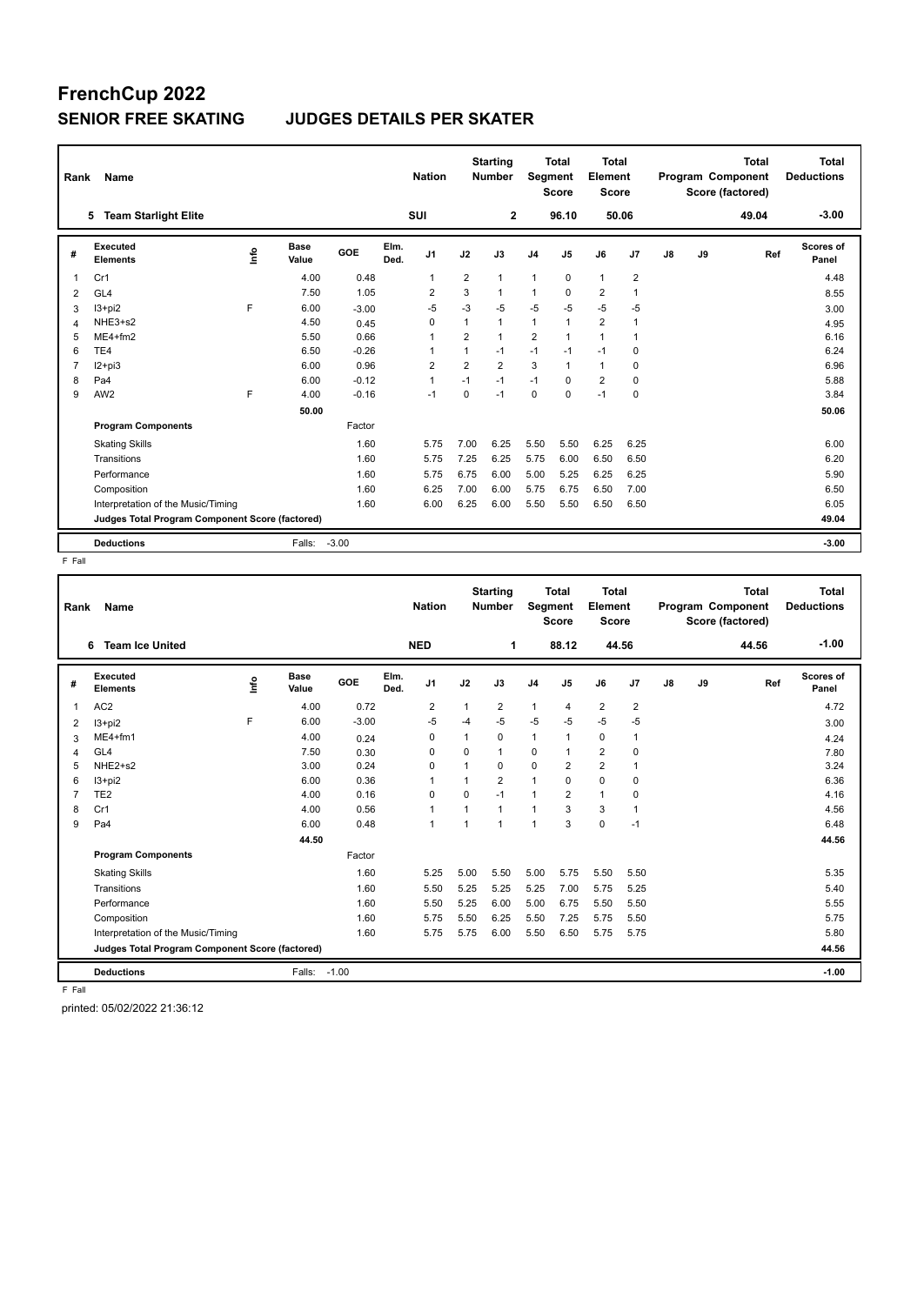# FrenchCup 2022

## SENIOR FREE SKATING JUDGES DETAILS PER SKATER

| Rank | Name | Nation | Starting Number | Total Segment Score | Total Element Score | Total Program Component Score (factored) | Total Deductions |
|---|---|---|---|---|---|---|---|
| 5 | Team Starlight Elite | SUI | 2 | 96.10 | 50.06 | 49.04 | -3.00 |

| # | Executed Elements | Info | Base Value | GOE | Elm. Ded. | J1 | J2 | J3 | J4 | J5 | J6 | J7 | J8 | J9 | Ref | Scores of Panel |
|---|---|---|---|---|---|---|---|---|---|---|---|---|---|---|---|---|
| 1 | Cr1 | | 4.00 | 0.48 | | 1 | 2 | 1 | 1 | 0 | 1 | 2 | | | | 4.48 |
| 2 | GL4 | | 7.50 | 1.05 | | 2 | 3 | 1 | 1 | 0 | 2 | 1 | | | | 8.55 |
| 3 | I3+pi2 | F | 6.00 | -3.00 | | -5 | -3 | -5 | -5 | -5 | -5 | -5 | | | | 3.00 |
| 4 | NHE3+s2 | | 4.50 | 0.45 | | 0 | 1 | 1 | 1 | 1 | 2 | 1 | | | | 4.95 |
| 5 | ME4+fm2 | | 5.50 | 0.66 | | 1 | 2 | 1 | 2 | 1 | 1 | 1 | | | | 6.16 |
| 6 | TE4 | | 6.50 | -0.26 | | 1 | 1 | -1 | -1 | -1 | -1 | 0 | | | | 6.24 |
| 7 | I2+pi3 | | 6.00 | 0.96 | | 2 | 2 | 2 | 3 | 1 | 1 | 0 | | | | 6.96 |
| 8 | Pa4 | | 6.00 | -0.12 | | 1 | -1 | -1 | -1 | 0 | 2 | 0 | | | | 5.88 |
| 9 | AW2 | F | 4.00 | -0.16 | | -1 | 0 | -1 | 0 | 0 | -1 | 0 | | | | 3.84 |
| | | | 50.00 | | | | | | | | | | | | | 50.06 |
| | **Program Components** | | | Factor | | | | | | | | | | | | |
| | Skating Skills | | | 1.60 | | 5.75 | 7.00 | 6.25 | 5.50 | 5.50 | 6.25 | 6.25 | | | | 6.00 |
| | Transitions | | | 1.60 | | 5.75 | 7.25 | 6.25 | 5.75 | 6.00 | 6.50 | 6.50 | | | | 6.20 |
| | Performance | | | 1.60 | | 5.75 | 6.75 | 6.00 | 5.00 | 5.25 | 6.25 | 6.25 | | | | 5.90 |
| | Composition | | | 1.60 | | 6.25 | 7.00 | 6.00 | 5.75 | 6.75 | 6.50 | 7.00 | | | | 6.50 |
| | Interpretation of the Music/Timing | | | 1.60 | | 6.00 | 6.25 | 6.00 | 5.50 | 5.50 | 6.50 | 6.50 | | | | 6.05 |
| | **Judges Total Program Component Score (factored)** | | | | | | | | | | | | | | | 49.04 |
| | **Deductions** | | Falls: | -3.00 | | | | | | | | | | | | -3.00 |

F Fall

| Rank | Name | Nation | Starting Number | Total Segment Score | Total Element Score | Total Program Component Score (factored) | Total Deductions |
|---|---|---|---|---|---|---|---|
| 6 | Team Ice United | NED | 1 | 88.12 | 44.56 | 44.56 | -1.00 |

| # | Executed Elements | Info | Base Value | GOE | Elm. Ded. | J1 | J2 | J3 | J4 | J5 | J6 | J7 | J8 | J9 | Ref | Scores of Panel |
|---|---|---|---|---|---|---|---|---|---|---|---|---|---|---|---|---|
| 1 | AC2 | | 4.00 | 0.72 | | 2 | 1 | 2 | 1 | 4 | 2 | 2 | | | | 4.72 |
| 2 | I3+pi2 | F | 6.00 | -3.00 | | -5 | -4 | -5 | -5 | -5 | -5 | -5 | | | | 3.00 |
| 3 | ME4+fm1 | | 4.00 | 0.24 | | 0 | 1 | 0 | 1 | 1 | 0 | 1 | | | | 4.24 |
| 4 | GL4 | | 7.50 | 0.30 | | 0 | 0 | 1 | 0 | 1 | 2 | 0 | | | | 7.80 |
| 5 | NHE2+s2 | | 3.00 | 0.24 | | 0 | 1 | 0 | 0 | 2 | 2 | 1 | | | | 3.24 |
| 6 | I3+pi2 | | 6.00 | 0.36 | | 1 | 1 | 2 | 1 | 0 | 0 | 0 | | | | 6.36 |
| 7 | TE2 | | 4.00 | 0.16 | | 0 | 0 | -1 | 1 | 2 | 1 | 0 | | | | 4.16 |
| 8 | Cr1 | | 4.00 | 0.56 | | 1 | 1 | 1 | 1 | 3 | 3 | 1 | | | | 4.56 |
| 9 | Pa4 | | 6.00 | 0.48 | | 1 | 1 | 1 | 1 | 3 | 0 | -1 | | | | 6.48 |
| | | | 44.50 | | | | | | | | | | | | | 44.56 |
| | **Program Components** | | | Factor | | | | | | | | | | | | |
| | Skating Skills | | | 1.60 | | 5.25 | 5.00 | 5.50 | 5.00 | 5.75 | 5.50 | 5.50 | | | | 5.35 |
| | Transitions | | | 1.60 | | 5.50 | 5.25 | 5.25 | 5.25 | 7.00 | 5.75 | 5.25 | | | | 5.40 |
| | Performance | | | 1.60 | | 5.50 | 5.25 | 6.00 | 5.00 | 6.75 | 5.50 | 5.50 | | | | 5.55 |
| | Composition | | | 1.60 | | 5.75 | 5.50 | 6.25 | 5.50 | 7.25 | 5.75 | 5.50 | | | | 5.75 |
| | Interpretation of the Music/Timing | | | 1.60 | | 5.75 | 5.75 | 6.00 | 5.50 | 6.50 | 5.75 | 5.75 | | | | 5.80 |
| | **Judges Total Program Component Score (factored)** | | | | | | | | | | | | | | | 44.56 |
| | **Deductions** | | Falls: | -1.00 | | | | | | | | | | | | -1.00 |

F Fall

printed: 05/02/2022 21:36:12